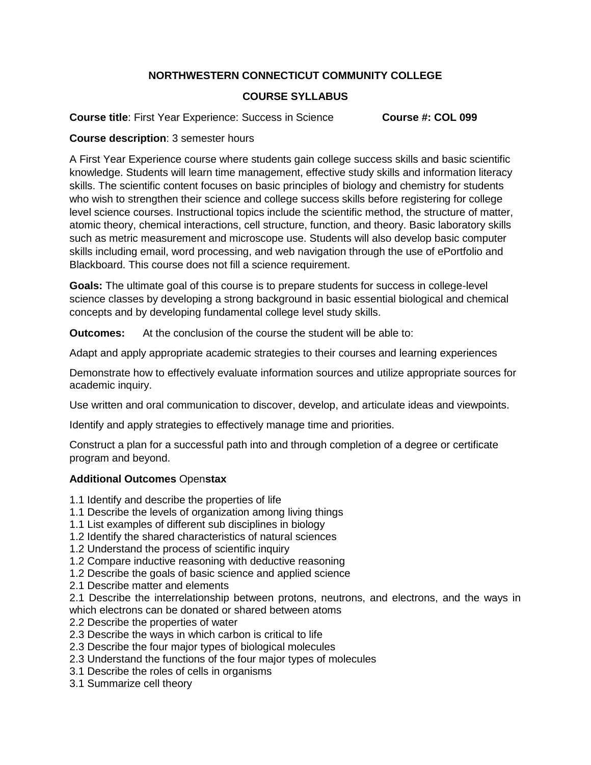# NORTHWESTERN CONNECTICUT COMMUNITY COLLEGE

## COURSE SYLLABUS

**Course title**: First Year Experience: Success in Science **Course #: COL 099**

**Course description**: 3 semester hours

A First Year Experience course where students gain college success skills and basic scientific knowledge. Students will learn time management, effective study skills and information literacy skills. The scientific content focuses on basic principles of biology and chemistry for students who wish to strengthen their science and college success skills before registering for college level science courses. Instructional topics include the scientific method, the structure of matter, atomic theory, chemical interactions, cell structure, function, and theory. Basic laboratory skills such as metric measurement and microscope use. Students will also develop basic computer skills including email, word processing, and web navigation through the use of ePortfolio and Blackboard. This course does not fill a science requirement.

**Goals:** The ultimate goal of this course is to prepare students for success in college-level science classes by developing a strong background in basic essential biological and chemical concepts and by developing fundamental college level study skills.

**Outcomes:** At the conclusion of the course the student will be able to:

Adapt and apply appropriate academic strategies to their courses and learning experiences

Demonstrate how to effectively evaluate information sources and utilize appropriate sources for academic inquiry.

Use written and oral communication to discover, develop, and articulate ideas and viewpoints.

Identify and apply strategies to effectively manage time and priorities.

Construct a plan for a successful path into and through completion of a degree or certificate program and beyond.

**Additional Outcomes** Open**stax**

1.1 Identify and describe the properties of life  
1.1 Describe the levels of organization among living things  
1.1 List examples of different sub disciplines in biology  
1.2 Identify the shared characteristics of natural sciences  
1.2 Understand the process of scientific inquiry  
1.2 Compare inductive reasoning with deductive reasoning  
1.2 Describe the goals of basic science and applied science  
2.1 Describe matter and elements  
2.1 Describe the interrelationship between protons, neutrons, and electrons, and the ways in which electrons can be donated or shared between atoms  
2.2 Describe the properties of water  
2.3 Describe the ways in which carbon is critical to life  
2.3 Describe the four major types of biological molecules  
2.3 Understand the functions of the four major types of molecules  
3.1 Describe the roles of cells in organisms  
3.1 Summarize cell theory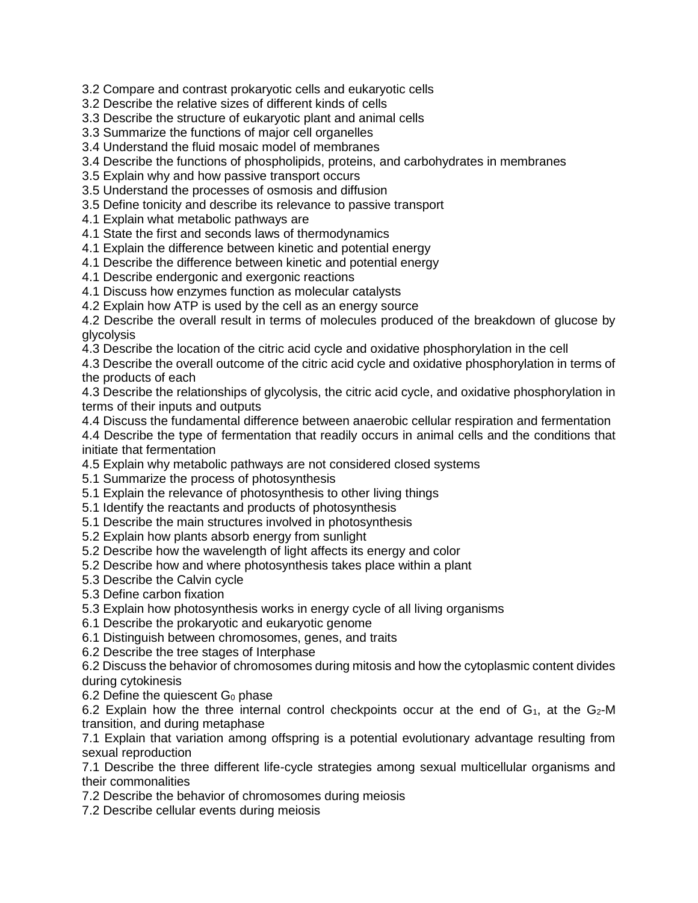3.2 Compare and contrast prokaryotic cells and eukaryotic cells
3.2 Describe the relative sizes of different kinds of cells
3.3 Describe the structure of eukaryotic plant and animal cells
3.3 Summarize the functions of major cell organelles
3.4 Understand the fluid mosaic model of membranes
3.4 Describe the functions of phospholipids, proteins, and carbohydrates in membranes
3.5 Explain why and how passive transport occurs
3.5 Understand the processes of osmosis and diffusion
3.5 Define tonicity and describe its relevance to passive transport
4.1 Explain what metabolic pathways are
4.1 State the first and seconds laws of thermodynamics
4.1 Explain the difference between kinetic and potential energy
4.1 Describe the difference between kinetic and potential energy
4.1 Describe endergonic and exergonic reactions
4.1 Discuss how enzymes function as molecular catalysts
4.2 Explain how ATP is used by the cell as an energy source
4.2 Describe the overall result in terms of molecules produced of the breakdown of glucose by glycolysis
4.3 Describe the location of the citric acid cycle and oxidative phosphorylation in the cell
4.3 Describe the overall outcome of the citric acid cycle and oxidative phosphorylation in terms of the products of each
4.3 Describe the relationships of glycolysis, the citric acid cycle, and oxidative phosphorylation in terms of their inputs and outputs
4.4 Discuss the fundamental difference between anaerobic cellular respiration and fermentation
4.4 Describe the type of fermentation that readily occurs in animal cells and the conditions that initiate that fermentation
4.5 Explain why metabolic pathways are not considered closed systems
5.1 Summarize the process of photosynthesis
5.1 Explain the relevance of photosynthesis to other living things
5.1 Identify the reactants and products of photosynthesis
5.1 Describe the main structures involved in photosynthesis
5.2 Explain how plants absorb energy from sunlight
5.2 Describe how the wavelength of light affects its energy and color
5.2 Describe how and where photosynthesis takes place within a plant
5.3 Describe the Calvin cycle
5.3 Define carbon fixation
5.3 Explain how photosynthesis works in energy cycle of all living organisms
6.1 Describe the prokaryotic and eukaryotic genome
6.1 Distinguish between chromosomes, genes, and traits
6.2 Describe the tree stages of Interphase
6.2 Discuss the behavior of chromosomes during mitosis and how the cytoplasmic content divides during cytokinesis
6.2 Define the quiescent $G_0$ phase
6.2 Explain how the three internal control checkpoints occur at the end of $G_1$, at the $G_2$-M transition, and during metaphase
7.1 Explain that variation among offspring is a potential evolutionary advantage resulting from sexual reproduction
7.1 Describe the three different life-cycle strategies among sexual multicellular organisms and their commonalities
7.2 Describe the behavior of chromosomes during meiosis
7.2 Describe cellular events during meiosis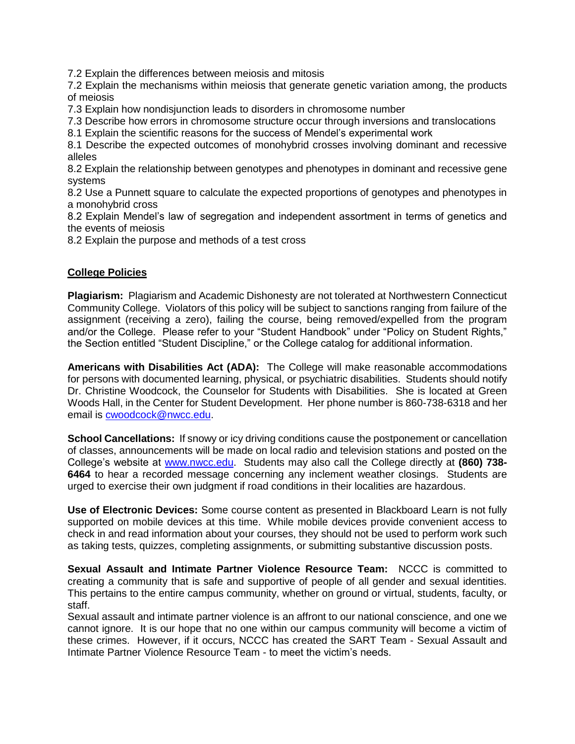7.2 Explain the differences between meiosis and mitosis
7.2 Explain the mechanisms within meiosis that generate genetic variation among, the products of meiosis
7.3 Explain how nondisjunction leads to disorders in chromosome number
7.3 Describe how errors in chromosome structure occur through inversions and translocations
8.1 Explain the scientific reasons for the success of Mendel's experimental work
8.1 Describe the expected outcomes of monohybrid crosses involving dominant and recessive alleles
8.2 Explain the relationship between genotypes and phenotypes in dominant and recessive gene systems
8.2 Use a Punnett square to calculate the expected proportions of genotypes and phenotypes in a monohybrid cross
8.2 Explain Mendel's law of segregation and independent assortment in terms of genetics and the events of meiosis
8.2 Explain the purpose and methods of a test cross

## College Policies

**Plagiarism:** Plagiarism and Academic Dishonesty are not tolerated at Northwestern Connecticut Community College. Violators of this policy will be subject to sanctions ranging from failure of the assignment (receiving a zero), failing the course, being removed/expelled from the program and/or the College. Please refer to your "Student Handbook" under "Policy on Student Rights," the Section entitled "Student Discipline," or the College catalog for additional information.

**Americans with Disabilities Act (ADA):** The College will make reasonable accommodations for persons with documented learning, physical, or psychiatric disabilities. Students should notify Dr. Christine Woodcock, the Counselor for Students with Disabilities. She is located at Green Woods Hall, in the Center for Student Development. Her phone number is 860-738-6318 and her email is cwoodcock@nwcc.edu.

**School Cancellations:** If snowy or icy driving conditions cause the postponement or cancellation of classes, announcements will be made on local radio and television stations and posted on the College's website at www.nwcc.edu. Students may also call the College directly at **(860) 738-6464** to hear a recorded message concerning any inclement weather closings. Students are urged to exercise their own judgment if road conditions in their localities are hazardous.

**Use of Electronic Devices:** Some course content as presented in Blackboard Learn is not fully supported on mobile devices at this time. While mobile devices provide convenient access to check in and read information about your courses, they should not be used to perform work such as taking tests, quizzes, completing assignments, or submitting substantive discussion posts.

**Sexual Assault and Intimate Partner Violence Resource Team:** NCCC is committed to creating a community that is safe and supportive of people of all gender and sexual identities. This pertains to the entire campus community, whether on ground or virtual, students, faculty, or staff.

Sexual assault and intimate partner violence is an affront to our national conscience, and one we cannot ignore. It is our hope that no one within our campus community will become a victim of these crimes. However, if it occurs, NCCC has created the SART Team - Sexual Assault and Intimate Partner Violence Resource Team - to meet the victim's needs.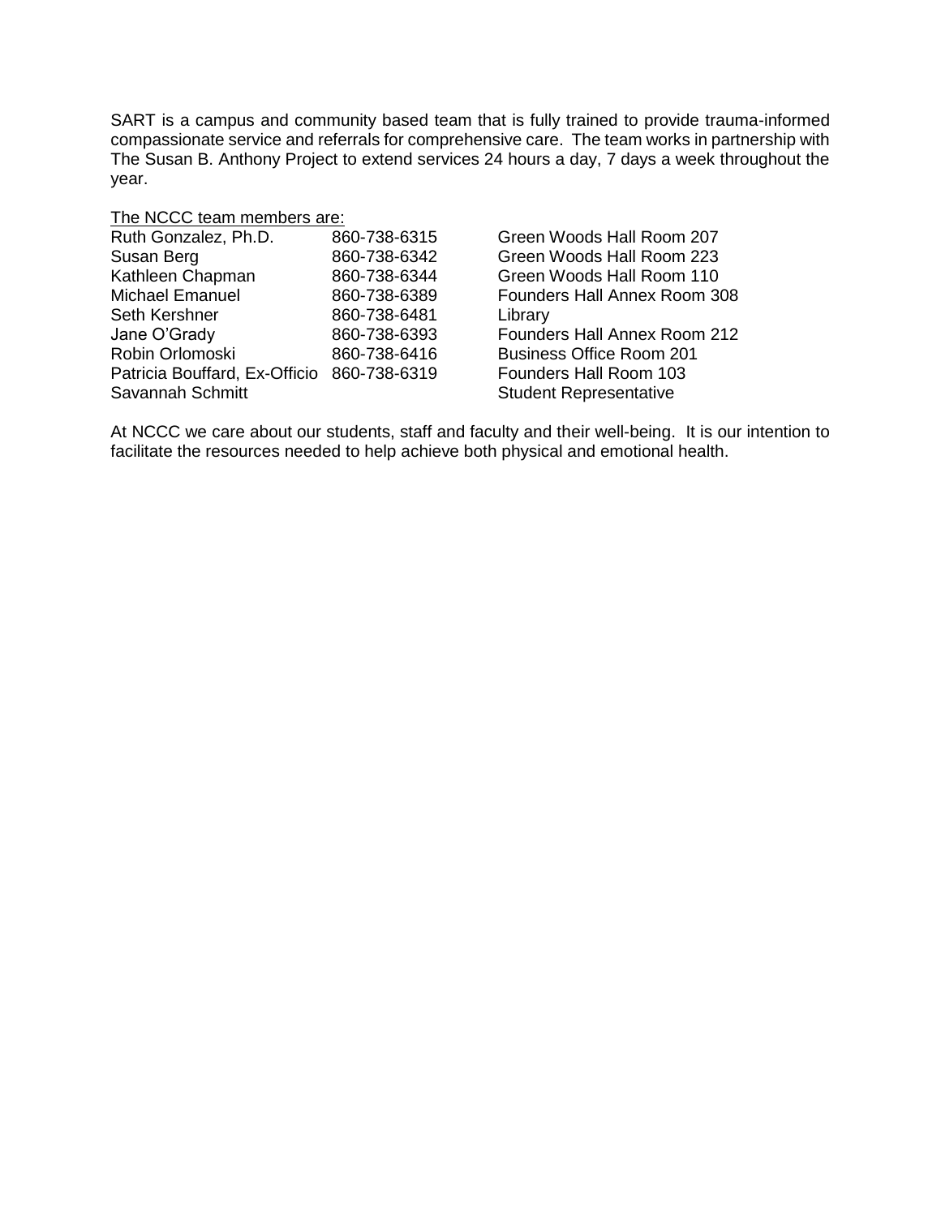SART is a campus and community based team that is fully trained to provide trauma-informed compassionate service and referrals for comprehensive care. The team works in partnership with The Susan B. Anthony Project to extend services 24 hours a day, 7 days a week throughout the year.

The NCCC team members are:

| | | |
|---|---|---|
| Ruth Gonzalez, Ph.D. | 860-738-6315 | Green Woods Hall Room 207 |
| Susan Berg | 860-738-6342 | Green Woods Hall Room 223 |
| Kathleen Chapman | 860-738-6344 | Green Woods Hall Room 110 |
| Michael Emanuel | 860-738-6389 | Founders Hall Annex Room 308 |
| Seth Kershner | 860-738-6481 | Library |
| Jane O'Grady | 860-738-6393 | Founders Hall Annex Room 212 |
| Robin Orlomoski | 860-738-6416 | Business Office Room 201 |
| Patricia Bouffard, Ex-Officio | 860-738-6319 | Founders Hall Room 103 |
| Savannah Schmitt | | Student Representative |

At NCCC we care about our students, staff and faculty and their well-being. It is our intention to facilitate the resources needed to help achieve both physical and emotional health.